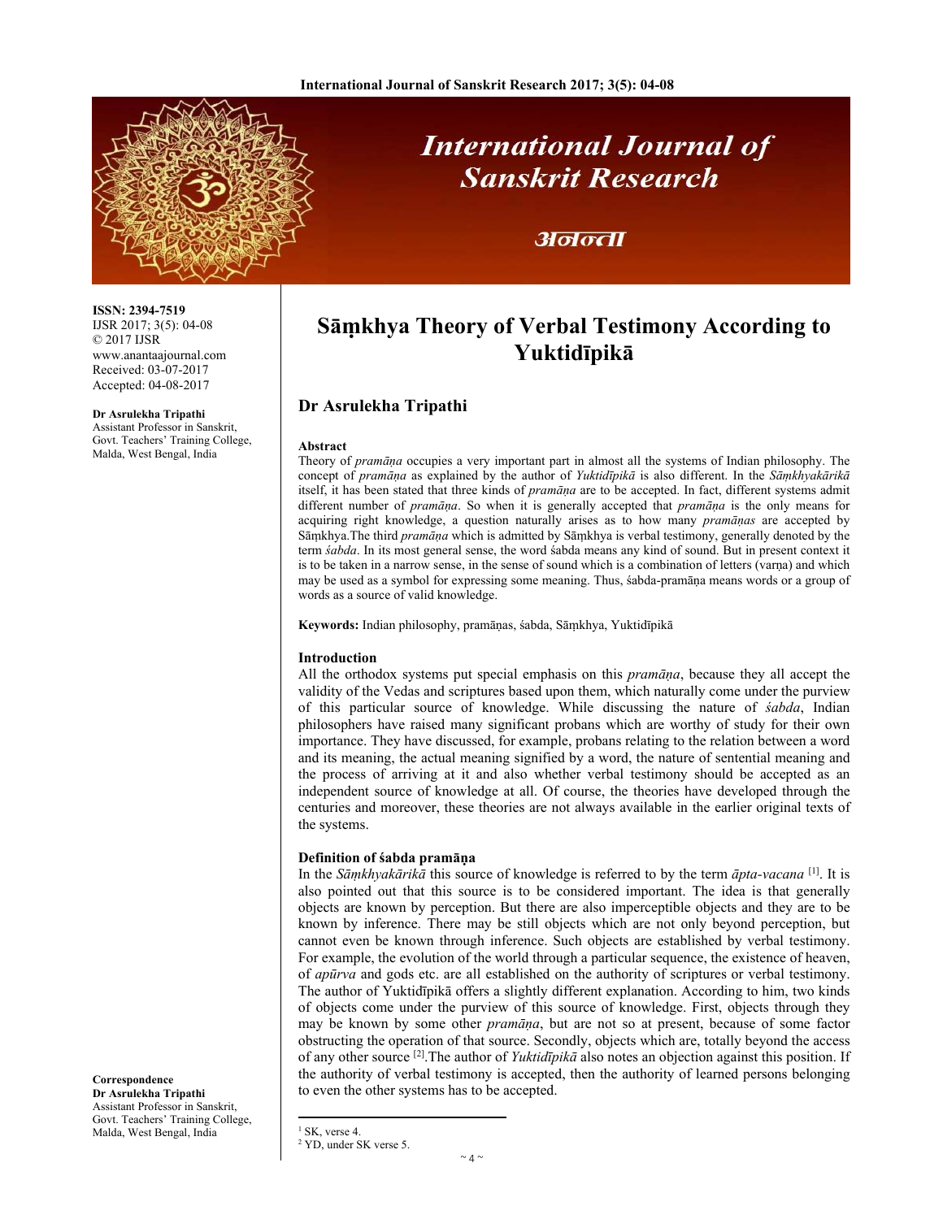ISSN: 2394-7519
IJSR 2017; 3(5): 04-08
© 2017 IJSR
www.anantaajournal.com
Received: 03-07-2017
Accepted: 04-08-2017

**Dr Asrulekha Tripathi**
Assistant Professor in Sanskrit, Govt. Teachers' Training College, Malda, West Bengal, India

**Correspondence**
**Dr Asrulekha Tripathi**
Assistant Professor in Sanskrit, Govt. Teachers' Training College, Malda, West Bengal, India

# Sāṃkhya Theory of Verbal Testimony According to Yuktidīpikā

## Dr Asrulekha Tripathi

### Abstract

Theory of *pramāṇa* occupies a very important part in almost all the systems of Indian philosophy. The concept of *pramāṇa* as explained by the author of *Yuktidīpikā* is also different. In the *Sāṃkhyakārikā* itself, it has been stated that three kinds of *pramāṇa* are to be accepted. In fact, different systems admit different number of *pramāṇa*. So when it is generally accepted that *pramāṇa* is the only means for acquiring right knowledge, a question naturally arises as to how many *pramāṇas* are accepted by Sāṃkhya.The third *pramāṇa* which is admitted by Sāṃkhya is verbal testimony, generally denoted by the term *śabda*. In its most general sense, the word śabda means any kind of sound. But in present context it is to be taken in a narrow sense, in the sense of sound which is a combination of letters (varṇa) and which may be used as a symbol for expressing some meaning. Thus, śabda-pramāṇa means words or a group of words as a source of valid knowledge.

**Keywords:** Indian philosophy, pramāṇas, śabda, Sāṃkhya, Yuktidīpikā

### Introduction

All the orthodox systems put special emphasis on this *pramāṇa*, because they all accept the validity of the Vedas and scriptures based upon them, which naturally come under the purview of this particular source of knowledge. While discussing the nature of *śabda*, Indian philosophers have raised many significant probans which are worthy of study for their own importance. They have discussed, for example, probans relating to the relation between a word and its meaning, the actual meaning signified by a word, the nature of sentential meaning and the process of arriving at it and also whether verbal testimony should be accepted as an independent source of knowledge at all. Of course, the theories have developed through the centuries and moreover, these theories are not always available in the earlier original texts of the systems.

### Definition of śabda pramāṇa

In the *Sāṃkhyakārikā* this source of knowledge is referred to by the term *āpta-vacana* [1]. It is also pointed out that this source is to be considered important. The idea is that generally objects are known by perception. But there are also imperceptible objects and they are to be known by inference. There may be still objects which are not only beyond perception, but cannot even be known through inference. Such objects are established by verbal testimony. For example, the evolution of the world through a particular sequence, the existence of heaven, of *apūrva* and gods etc. are all established on the authority of scriptures or verbal testimony. The author of Yuktidīpikā offers a slightly different explanation. According to him, two kinds of objects come under the purview of this source of knowledge. First, objects through they may be known by some other *pramāṇa*, but are not so at present, because of some factor obstructing the operation of that source. Secondly, objects which are, totally beyond the access of any other source [2].The author of *Yuktidīpikā* also notes an objection against this position. If the authority of verbal testimony is accepted, then the authority of learned persons belonging to even the other systems has to be accepted.

---

[1] SK, verse 4.
[2] YD, under SK verse 5.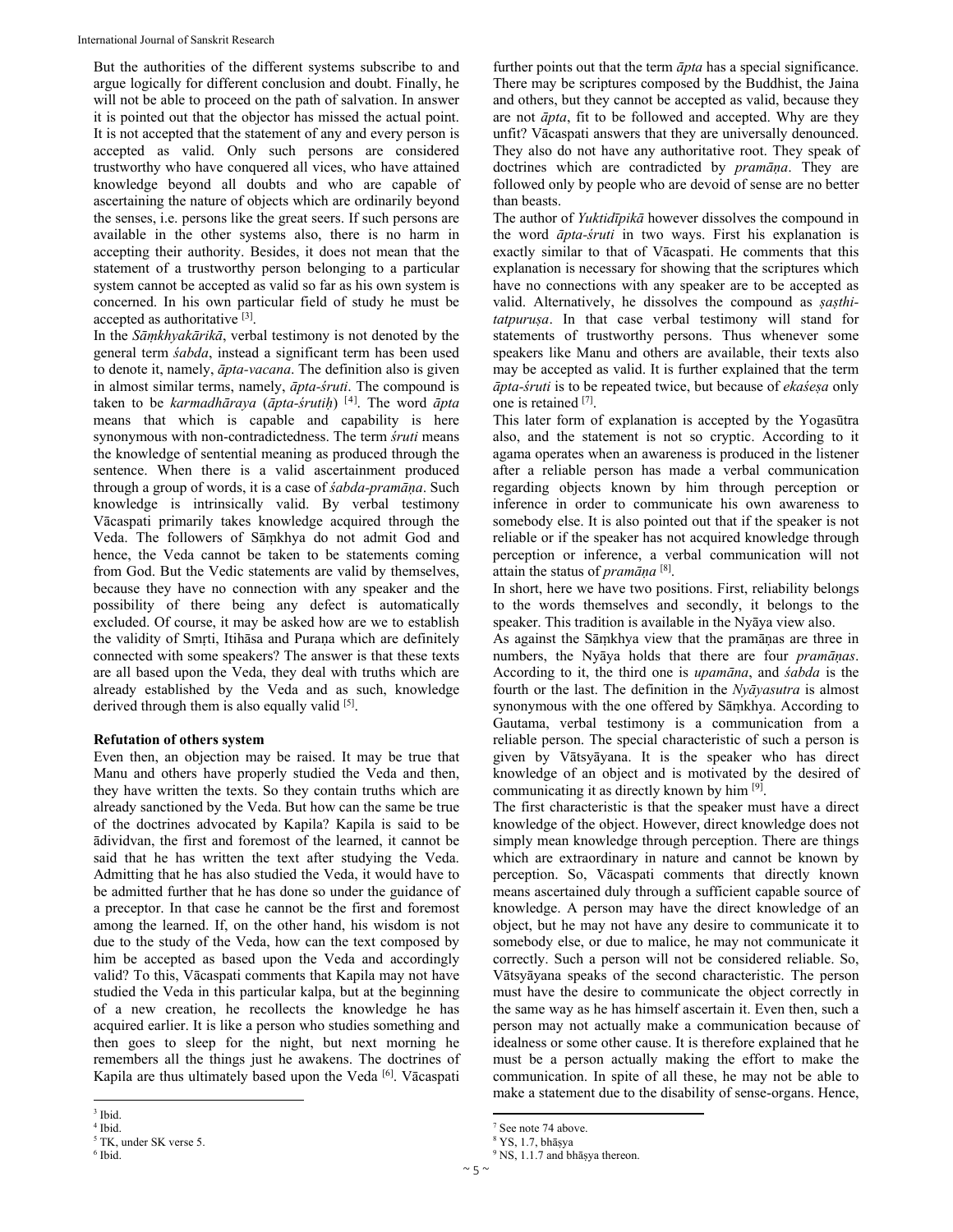But the authorities of the different systems subscribe to and argue logically for different conclusion and doubt. Finally, he will not be able to proceed on the path of salvation. In answer it is pointed out that the objector has missed the actual point. It is not accepted that the statement of any and every person is accepted as valid. Only such persons are considered trustworthy who have conquered all vices, who have attained knowledge beyond all doubts and who are capable of ascertaining the nature of objects which are ordinarily beyond the senses, i.e. persons like the great seers. If such persons are available in the other systems also, there is no harm in accepting their authority. Besides, it does not mean that the statement of a trustworthy person belonging to a particular system cannot be accepted as valid so far as his own system is concerned. In his own particular field of study he must be accepted as authoritative [3].

In the *Sāṃkhyakārikā*, verbal testimony is not denoted by the general term *śabda*, instead a significant term has been used to denote it, namely, *āpta-vacana*. The definition also is given in almost similar terms, namely, *āpta-śruti*. The compound is taken to be *karmadhāraya* (*āpta-śrutiḥ*) [4]. The word *āpta* means that which is capable and capability is here synonymous with non-contradictedness. The term *śruti* means the knowledge of sentential meaning as produced through the sentence. When there is a valid ascertainment produced through a group of words, it is a case of *śabda-pramāṇa*. Such knowledge is intrinsically valid. By verbal testimony Vācaspati primarily takes knowledge acquired through the Veda. The followers of Sāṃkhya do not admit God and hence, the Veda cannot be taken to be statements coming from God. But the Vedic statements are valid by themselves, because they have no connection with any speaker and the possibility of there being any defect is automatically excluded. Of course, it may be asked how are we to establish the validity of Smṛti, Itihāsa and Puraṇa which are definitely connected with some speakers? The answer is that these texts are all based upon the Veda, they deal with truths which are already established by the Veda and as such, knowledge derived through them is also equally valid [5].

**Refutation of others system**

Even then, an objection may be raised. It may be true that Manu and others have properly studied the Veda and then, they have written the texts. So they contain truths which are already sanctioned by the Veda. But how can the same be true of the doctrines advocated by Kapila? Kapila is said to be ādividvan, the first and foremost of the learned, it cannot be said that he has written the text after studying the Veda. Admitting that he has also studied the Veda, it would have to be admitted further that he has done so under the guidance of a preceptor. In that case he cannot be the first and foremost among the learned. If, on the other hand, his wisdom is not due to the study of the Veda, how can the text composed by him be accepted as based upon the Veda and accordingly valid? To this, Vācaspati comments that Kapila may not have studied the Veda in this particular kalpa, but at the beginning of a new creation, he recollects the knowledge he has acquired earlier. It is like a person who studies something and then goes to sleep for the night, but next morning he remembers all the things just he awakens. The doctrines of Kapila are thus ultimately based upon the Veda [6]. Vācaspati further points out that the term *āpta* has a special significance. There may be scriptures composed by the Buddhist, the Jaina and others, but they cannot be accepted as valid, because they are not *āpta*, fit to be followed and accepted. Why are they unfit? Vācaspati answers that they are universally denounced. They also do not have any authoritative root. They speak of doctrines which are contradicted by *pramāṇa*. They are followed only by people who are devoid of sense are no better than beasts.

The author of *Yuktidīpikā* however dissolves the compound in the word *āpta-śruti* in two ways. First his explanation is exactly similar to that of Vācaspati. He comments that this explanation is necessary for showing that the scriptures which have no connections with any speaker are to be accepted as valid. Alternatively, he dissolves the compound as *ṣaṣthi-tatpuruṣa*. In that case verbal testimony will stand for statements of trustworthy persons. Thus whenever some speakers like Manu and others are available, their texts also may be accepted as valid. It is further explained that the term *āpta-śruti* is to be repeated twice, but because of *ekaśeṣa* only one is retained [7].

This later form of explanation is accepted by the Yogasūtra also, and the statement is not so cryptic. According to it agama operates when an awareness is produced in the listener after a reliable person has made a verbal communication regarding objects known by him through perception or inference in order to communicate his own awareness to somebody else. It is also pointed out that if the speaker is not reliable or if the speaker has not acquired knowledge through perception or inference, a verbal communication will not attain the status of *pramāṇa* [8].

In short, here we have two positions. First, reliability belongs to the words themselves and secondly, it belongs to the speaker. This tradition is available in the Nyāya view also.

As against the Sāṃkhya view that the pramāṇas are three in numbers, the Nyāya holds that there are four *pramāṇas*. According to it, the third one is *upamāna*, and *śabda* is the fourth or the last. The definition in the *Nyāyasutra* is almost synonymous with the one offered by Sāṃkhya. According to Gautama, verbal testimony is a communication from a reliable person. The special characteristic of such a person is given by Vātsyāyana. It is the speaker who has direct knowledge of an object and is motivated by the desired of communicating it as directly known by him [9].

The first characteristic is that the speaker must have a direct knowledge of the object. However, direct knowledge does not simply mean knowledge through perception. There are things which are extraordinary in nature and cannot be known by perception. So, Vācaspati comments that directly known means ascertained duly through a sufficient capable source of knowledge. A person may have the direct knowledge of an object, but he may not have any desire to communicate it to somebody else, or due to malice, he may not communicate it correctly. Such a person will not be considered reliable. So, Vātsyāyana speaks of the second characteristic. The person must have the desire to communicate the object correctly in the same way as he has himself ascertain it. Even then, such a person may not actually make a communication because of idealness or some other cause. It is therefore explained that he must be a person actually making the effort to make the communication. In spite of all these, he may not be able to make a statement due to the disability of sense-organs. Hence,

---

3 Ibid.
4 Ibid.
5 TK, under SK verse 5.
6 Ibid.
7 See note 74 above.
8 YS, 1.7, bhāṣya
9 NS, 1.1.7 and bhāṣya thereon.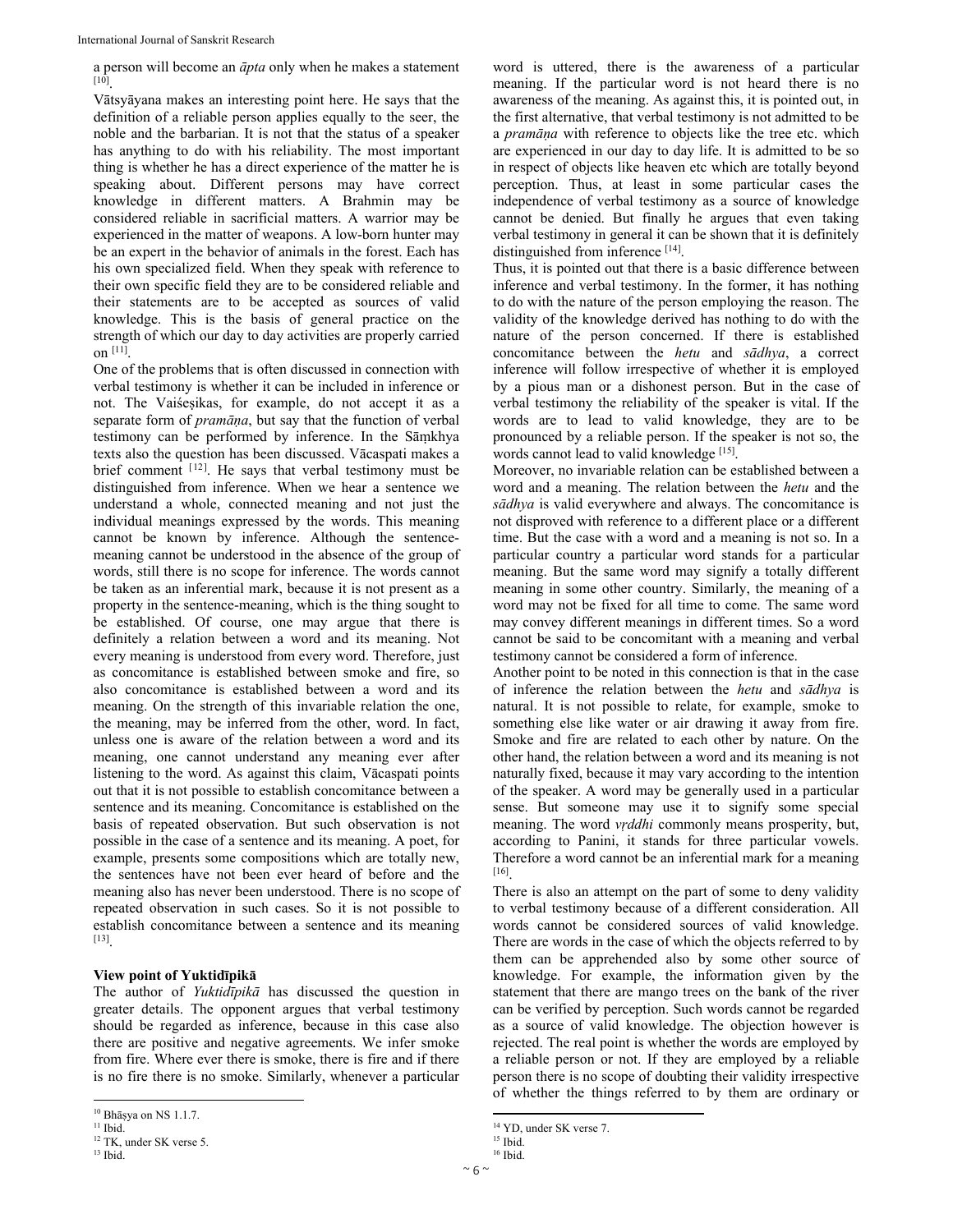a person will become an *āpta* only when he makes a statement [10].

Vātsyāyana makes an interesting point here. He says that the definition of a reliable person applies equally to the seer, the noble and the barbarian. It is not that the status of a speaker has anything to do with his reliability. The most important thing is whether he has a direct experience of the matter he is speaking about. Different persons may have correct knowledge in different matters. A Brahmin may be considered reliable in sacrificial matters. A warrior may be experienced in the matter of weapons. A low-born hunter may be an expert in the behavior of animals in the forest. Each has his own specialized field. When they speak with reference to their own specific field they are to be considered reliable and their statements are to be accepted as sources of valid knowledge. This is the basis of general practice on the strength of which our day to day activities are properly carried on [11].

One of the problems that is often discussed in connection with verbal testimony is whether it can be included in inference or not. The Vaiśeṣikas, for example, do not accept it as a separate form of *pramāṇa*, but say that the function of verbal testimony can be performed by inference. In the Sāṃkhya texts also the question has been discussed. Vācaspati makes a brief comment [12]. He says that verbal testimony must be distinguished from inference. When we hear a sentence we understand a whole, connected meaning and not just the individual meanings expressed by the words. This meaning cannot be known by inference. Although the sentence-meaning cannot be understood in the absence of the group of words, still there is no scope for inference. The words cannot be taken as an inferential mark, because it is not present as a property in the sentence-meaning, which is the thing sought to be established. Of course, one may argue that there is definitely a relation between a word and its meaning. Not every meaning is understood from every word. Therefore, just as concomitance is established between smoke and fire, so also concomitance is established between a word and its meaning. On the strength of this invariable relation the one, the meaning, may be inferred from the other, word. In fact, unless one is aware of the relation between a word and its meaning, one cannot understand any meaning ever after listening to the word. As against this claim, Vācaspati points out that it is not possible to establish concomitance between a sentence and its meaning. Concomitance is established on the basis of repeated observation. But such observation is not possible in the case of a sentence and its meaning. A poet, for example, presents some compositions which are totally new, the sentences have not been ever heard of before and the meaning also has never been understood. There is no scope of repeated observation in such cases. So it is not possible to establish concomitance between a sentence and its meaning [13].

### View point of Yuktidīpikā

The author of *Yuktidīpikā* has discussed the question in greater details. The opponent argues that verbal testimony should be regarded as inference, because in this case also there are positive and negative agreements. We infer smoke from fire. Where ever there is smoke, there is fire and if there is no fire there is no smoke. Similarly, whenever a particular word is uttered, there is the awareness of a particular meaning. If the particular word is not heard there is no awareness of the meaning. As against this, it is pointed out, in the first alternative, that verbal testimony is not admitted to be a *pramāṇa* with reference to objects like the tree etc. which are experienced in our day to day life. It is admitted to be so in respect of objects like heaven etc which are totally beyond perception. Thus, at least in some particular cases the independence of verbal testimony as a source of knowledge cannot be denied. But finally he argues that even taking verbal testimony in general it can be shown that it is definitely distinguished from inference [14].

Thus, it is pointed out that there is a basic difference between inference and verbal testimony. In the former, it has nothing to do with the nature of the person employing the reason. The validity of the knowledge derived has nothing to do with the nature of the person concerned. If there is established concomitance between the *hetu* and *sādhya*, a correct inference will follow irrespective of whether it is employed by a pious man or a dishonest person. But in the case of verbal testimony the reliability of the speaker is vital. If the words are to lead to valid knowledge, they are to be pronounced by a reliable person. If the speaker is not so, the words cannot lead to valid knowledge [15].

Moreover, no invariable relation can be established between a word and a meaning. The relation between the *hetu* and the *sādhya* is valid everywhere and always. The concomitance is not disproved with reference to a different place or a different time. But the case with a word and a meaning is not so. In a particular country a particular word stands for a particular meaning. But the same word may signify a totally different meaning in some other country. Similarly, the meaning of a word may not be fixed for all time to come. The same word may convey different meanings in different times. So a word cannot be said to be concomitant with a meaning and verbal testimony cannot be considered a form of inference.

Another point to be noted in this connection is that in the case of inference the relation between the *hetu* and *sādhya* is natural. It is not possible to relate, for example, smoke to something else like water or air drawing it away from fire. Smoke and fire are related to each other by nature. On the other hand, the relation between a word and its meaning is not naturally fixed, because it may vary according to the intention of the speaker. A word may be generally used in a particular sense. But someone may use it to signify some special meaning. The word *vṛddhi* commonly means prosperity, but, according to Panini, it stands for three particular vowels. Therefore a word cannot be an inferential mark for a meaning [16].

There is also an attempt on the part of some to deny validity to verbal testimony because of a different consideration. All words cannot be considered sources of valid knowledge. There are words in the case of which the objects referred to by them can be apprehended also by some other source of knowledge. For example, the information given by the statement that there are mango trees on the bank of the river can be verified by perception. Such words cannot be regarded as a source of valid knowledge. The objection however is rejected. The real point is whether the words are employed by a reliable person or not. If they are employed by a reliable person there is no scope of doubting their validity irrespective of whether the things referred to by them are ordinary or

---

[10] Bhāṣya on NS 1.1.7.
[11] Ibid.
[12] TK, under SK verse 5.
[13] Ibid.
[14] YD, under SK verse 7.
[15] Ibid.
[16] Ibid.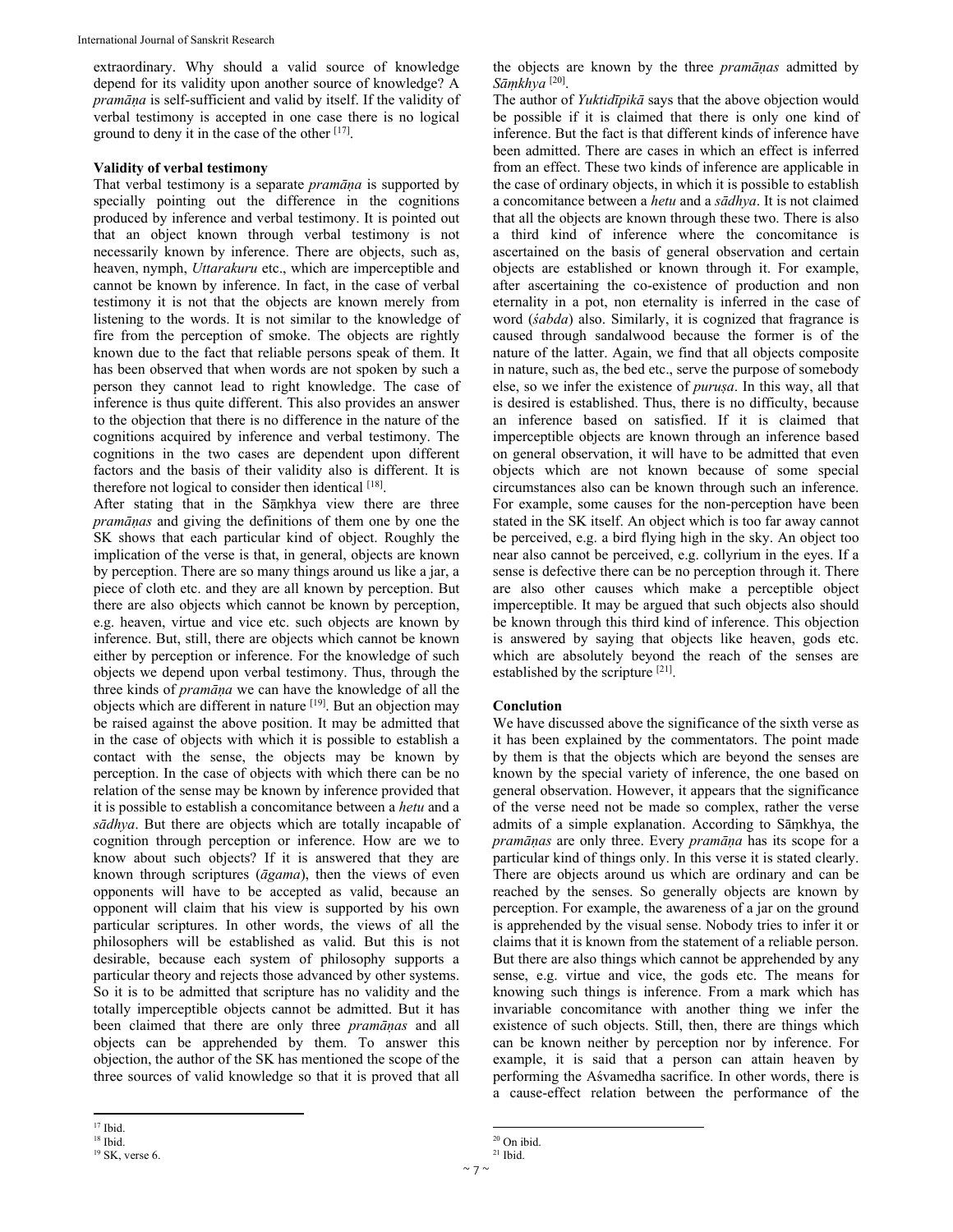extraordinary. Why should a valid source of knowledge depend for its validity upon another source of knowledge? A *pramāṇa* is self-sufficient and valid by itself. If the validity of verbal testimony is accepted in one case there is no logical ground to deny it in the case of the other [17].

**Validity of verbal testimony**

That verbal testimony is a separate *pramāṇa* is supported by specially pointing out the difference in the cognitions produced by inference and verbal testimony. It is pointed out that an object known through verbal testimony is not necessarily known by inference. There are objects, such as, heaven, nymph, *Uttarakuru* etc., which are imperceptible and cannot be known by inference. In fact, in the case of verbal testimony it is not that the objects are known merely from listening to the words. It is not similar to the knowledge of fire from the perception of smoke. The objects are rightly known due to the fact that reliable persons speak of them. It has been observed that when words are not spoken by such a person they cannot lead to right knowledge. The case of inference is thus quite different. This also provides an answer to the objection that there is no difference in the nature of the cognitions acquired by inference and verbal testimony. The cognitions in the two cases are dependent upon different factors and the basis of their validity also is different. It is therefore not logical to consider then identical [18].

After stating that in the Sāṃkhya view there are three *pramāṇas* and giving the definitions of them one by one the SK shows that each particular kind of object. Roughly the implication of the verse is that, in general, objects are known by perception. There are so many things around us like a jar, a piece of cloth etc. and they are all known by perception. But there are also objects which cannot be known by perception, e.g. heaven, virtue and vice etc. such objects are known by inference. But, still, there are objects which cannot be known either by perception or inference. For the knowledge of such objects we depend upon verbal testimony. Thus, through the three kinds of *pramāṇa* we can have the knowledge of all the objects which are different in nature [19]. But an objection may be raised against the above position. It may be admitted that in the case of objects with which it is possible to establish a contact with the sense, the objects may be known by perception. In the case of objects with which there can be no relation of the sense may be known by inference provided that it is possible to establish a concomitance between a *hetu* and a *sādhya*. But there are objects which are totally incapable of cognition through perception or inference. How are we to know about such objects? If it is answered that they are known through scriptures (*āgama*), then the views of even opponents will have to be accepted as valid, because an opponent will claim that his view is supported by his own particular scriptures. In other words, the views of all the philosophers will be established as valid. But this is not desirable, because each system of philosophy supports a particular theory and rejects those advanced by other systems. So it is to be admitted that scripture has no validity and the totally imperceptible objects cannot be admitted. But it has been claimed that there are only three *pramāṇas* and all objects can be apprehended by them. To answer this objection, the author of the SK has mentioned the scope of the three sources of valid knowledge so that it is proved that all the objects are known by the three *pramāṇas* admitted by *Sāṃkhya* [20].

The author of *Yuktidīpikā* says that the above objection would be possible if it is claimed that there is only one kind of inference. But the fact is that different kinds of inference have been admitted. There are cases in which an effect is inferred from an effect. These two kinds of inference are applicable in the case of ordinary objects, in which it is possible to establish a concomitance between a *hetu* and a *sādhya*. It is not claimed that all the objects are known through these two. There is also a third kind of inference where the concomitance is ascertained on the basis of general observation and certain objects are established or known through it. For example, after ascertaining the co-existence of production and non eternality in a pot, non eternality is inferred in the case of word (*śabda*) also. Similarly, it is cognized that fragrance is caused through sandalwood because the former is of the nature of the latter. Again, we find that all objects composite in nature, such as, the bed etc., serve the purpose of somebody else, so we infer the existence of *puruṣa*. In this way, all that is desired is established. Thus, there is no difficulty, because an inference based on satisfied. If it is claimed that imperceptible objects are known through an inference based on general observation, it will have to be admitted that even objects which are not known because of some special circumstances also can be known through such an inference. For example, some causes for the non-perception have been stated in the SK itself. An object which is too far away cannot be perceived, e.g. a bird flying high in the sky. An object too near also cannot be perceived, e.g. collyrium in the eyes. If a sense is defective there can be no perception through it. There are also other causes which make a perceptible object imperceptible. It may be argued that such objects also should be known through this third kind of inference. This objection is answered by saying that objects like heaven, gods etc. which are absolutely beyond the reach of the senses are established by the scripture [21].

**Conclution**

We have discussed above the significance of the sixth verse as it has been explained by the commentators. The point made by them is that the objects which are beyond the senses are known by the special variety of inference, the one based on general observation. However, it appears that the significance of the verse need not be made so complex, rather the verse admits of a simple explanation. According to Sāṃkhya, the *pramāṇas* are only three. Every *pramāṇa* has its scope for a particular kind of things only. In this verse it is stated clearly. There are objects around us which are ordinary and can be reached by the senses. So generally objects are known by perception. For example, the awareness of a jar on the ground is apprehended by the visual sense. Nobody tries to infer it or claims that it is known from the statement of a reliable person. But there are also things which cannot be apprehended by any sense, e.g. virtue and vice, the gods etc. The means for knowing such things is inference. From a mark which has invariable concomitance with another thing we infer the existence of such objects. Still, then, there are things which can be known neither by perception nor by inference. For example, it is said that a person can attain heaven by performing the Aśvamedha sacrifice. In other words, there is a cause-effect relation between the performance of the

---

17 Ibid.

18 Ibid.

19 SK, verse 6.

20 On ibid.

21 Ibid.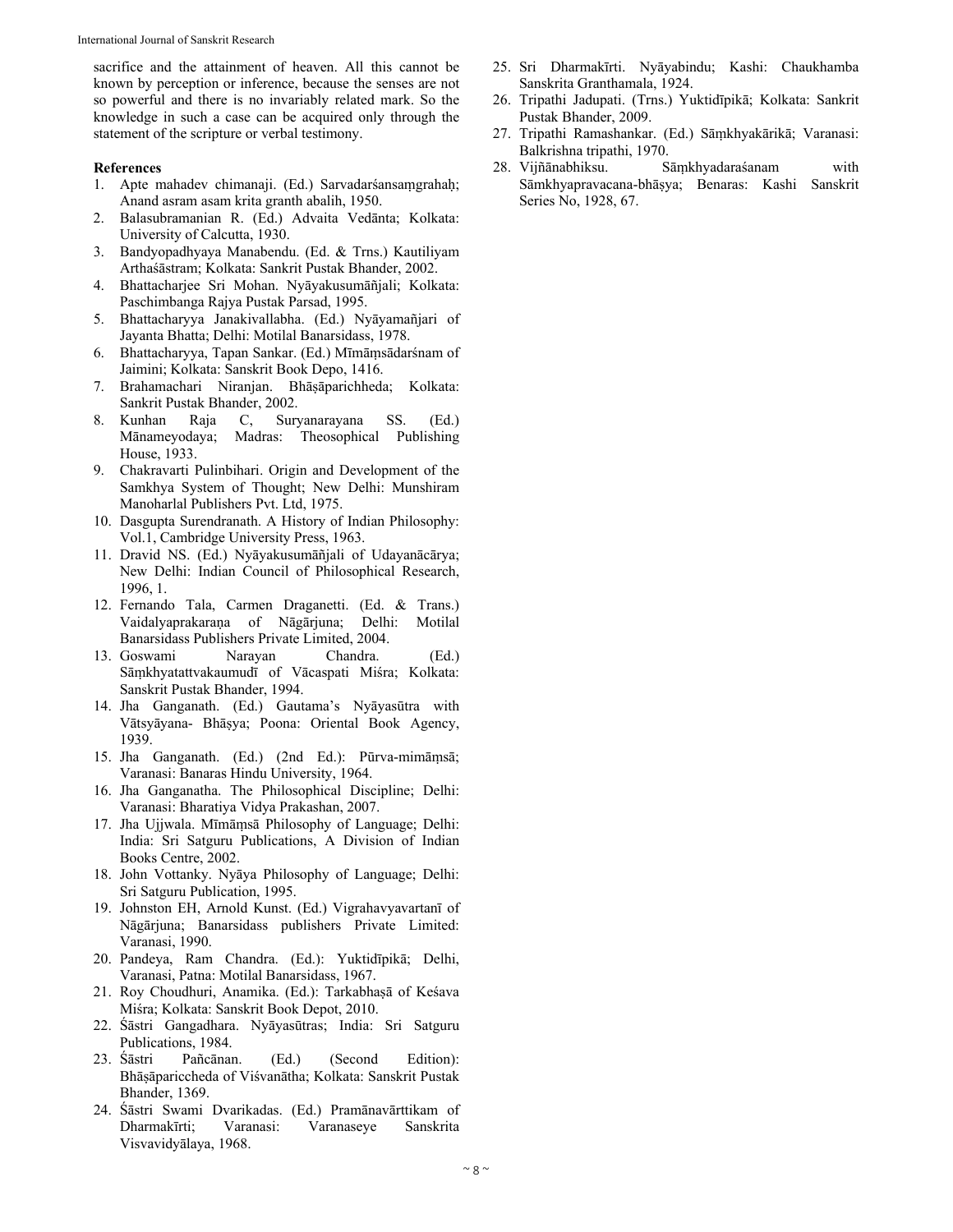sacrifice and the attainment of heaven. All this cannot be known by perception or inference, because the senses are not so powerful and there is no invariably related mark. So the knowledge in such a case can be acquired only through the statement of the scripture or verbal testimony.

**References**

1. Apte mahadev chimanaji. (Ed.) Sarvadarśansaṃgrahaḥ; Anand asram asam krita granth abalih, 1950.
2. Balasubramanian R. (Ed.) Advaita Vedānta; Kolkata: University of Calcutta, 1930.
3. Bandyopadhyaya Manabendu. (Ed. & Trns.) Kautiliyam Arthaśāstram; Kolkata: Sankrit Pustak Bhander, 2002.
4. Bhattacharjee Sri Mohan. Nyāyakusumāñjali; Kolkata: Paschimbanga Rajya Pustak Parsad, 1995.
5. Bhattacharyya Janakivallabha. (Ed.) Nyāyamañjari of Jayanta Bhatta; Delhi: Motilal Banarsidass, 1978.
6. Bhattacharyya, Tapan Sankar. (Ed.) Mīmāṃsādarśnam of Jaimini; Kolkata: Sanskrit Book Depo, 1416.
7. Brahamachari Niranjan. Bhāṣāparichheda; Kolkata: Sankrit Pustak Bhander, 2002.
8. Kunhan Raja C, Suryanarayana SS. (Ed.) Mānameyodaya; Madras: Theosophical Publishing House, 1933.
9. Chakravarti Pulinbihari. Origin and Development of the Samkhya System of Thought; New Delhi: Munshiram Manoharlal Publishers Pvt. Ltd, 1975.
10. Dasgupta Surendranath. A History of Indian Philosophy: Vol.1, Cambridge University Press, 1963.
11. Dravid NS. (Ed.) Nyāyakusumāñjali of Udayanācārya; New Delhi: Indian Council of Philosophical Research, 1996, 1.
12. Fernando Tala, Carmen Draganetti. (Ed. & Trans.) Vaidalyaprakaraṇa of Nāgārjuna; Delhi: Motilal Banarsidass Publishers Private Limited, 2004.
13. Goswami Narayan Chandra. (Ed.) Sāṃkhyatattvakaumudī of Vācaspati Miśra; Kolkata: Sanskrit Pustak Bhander, 1994.
14. Jha Ganganath. (Ed.) Gautama's Nyāyasūtra with Vātsyāyana- Bhāṣya; Poona: Oriental Book Agency, 1939.
15. Jha Ganganath. (Ed.) (2nd Ed.): Pūrva-mimāṃsā; Varanasi: Banaras Hindu University, 1964.
16. Jha Ganganatha. The Philosophical Discipline; Delhi: Varanasi: Bharatiya Vidya Prakashan, 2007.
17. Jha Ujjwala. Mīmāṃsā Philosophy of Language; Delhi: India: Sri Satguru Publications, A Division of Indian Books Centre, 2002.
18. John Vottanky. Nyāya Philosophy of Language; Delhi: Sri Satguru Publication, 1995.
19. Johnston EH, Arnold Kunst. (Ed.) Vigrahavyavartanī of Nāgārjuna; Banarsidass publishers Private Limited: Varanasi, 1990.
20. Pandeya, Ram Chandra. (Ed.): Yuktidīpikā; Delhi, Varanasi, Patna: Motilal Banarsidass, 1967.
21. Roy Choudhuri, Anamika. (Ed.): Tarkabhaṣā of Keśava Miśra; Kolkata: Sanskrit Book Depot, 2010.
22. Śāstri Gangadhara. Nyāyasūtras; India: Sri Satguru Publications, 1984.
23. Śāstri Pañcānan. (Ed.) (Second Edition): Bhāṣāpariccheda of Viśvanātha; Kolkata: Sanskrit Pustak Bhander, 1369.
24. Śāstri Swami Dvarikadas. (Ed.) Pramānavārttikam of Dharmakīrti; Varanasi: Varanaseye Sanskrita Visvavidyālaya, 1968.
25. Sri Dharmakīrti. Nyāyabindu; Kashi: Chaukhamba Sanskrita Granthamala, 1924.
26. Tripathi Jadupati. (Trns.) Yuktidīpikā; Kolkata: Sankrit Pustak Bhander, 2009.
27. Tripathi Ramashankar. (Ed.) Sāṃkhyakārikā; Varanasi: Balkrishna tripathi, 1970.
28. Vijñānabhiksu. Sāṃkhyadaraśanam with Sāmkhyapravacana-bhāṣya; Benaras: Kashi Sanskrit Series No, 1928, 67.